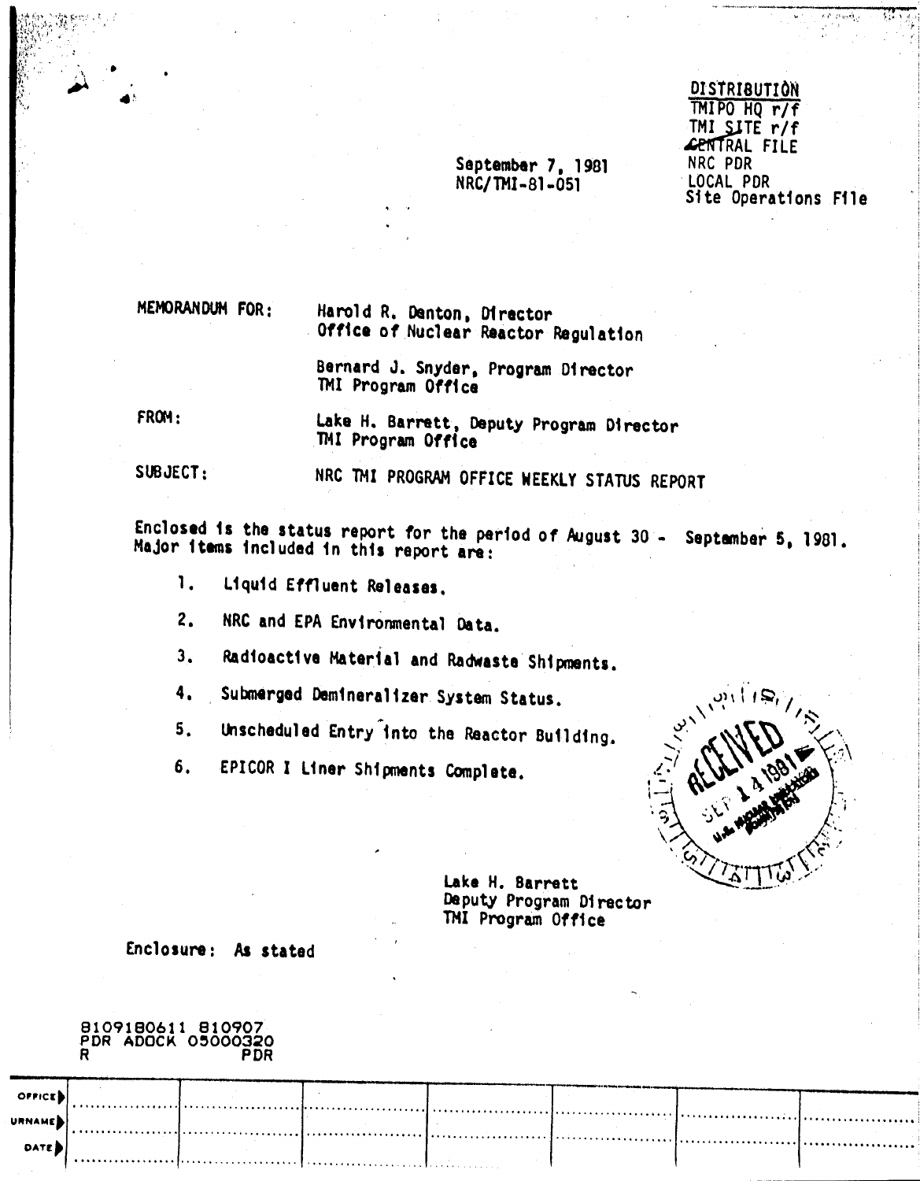**DISTRIBUTION**
TMIPO HQ r/f
TMI SITE r/f
CENTRAL FILE
NRC PDR
LOCAL PDR
Site Operations File

September 7, 1981
NRC/TMI-81-051

MEMORANDUM FOR: Harold R. Denton, Director
Office of Nuclear Reactor Regulation

Bernard J. Snyder, Program Director
TMI Program Office

FROM: Lake H. Barrett, Deputy Program Director
TMI Program Office

SUBJECT: NRC TMI PROGRAM OFFICE WEEKLY STATUS REPORT

Enclosed is the status report for the period of August 30 - September 5, 1981. Major items included in this report are:

1. Liquid Effluent Releases.
2. NRC and EPA Environmental Data.
3. Radioactive Material and Radwaste Shipments.
4. Submerged Demineralizer System Status.
5. Unscheduled Entry into the Reactor Building.
6. EPICOR I Liner Shipments Complete.

RECEIVED SEP 14 1981

Lake H. Barrett
Deputy Program Director
TMI Program Office

Enclosure: As stated

8109180611 810907
PDR ADOCK 05000320
R PDR

| OFFICE | | | | | | | |
|---|---|---|---|---|---|---|---|
| SURNAME | | | | | | | |
| DATE | | | | | | | |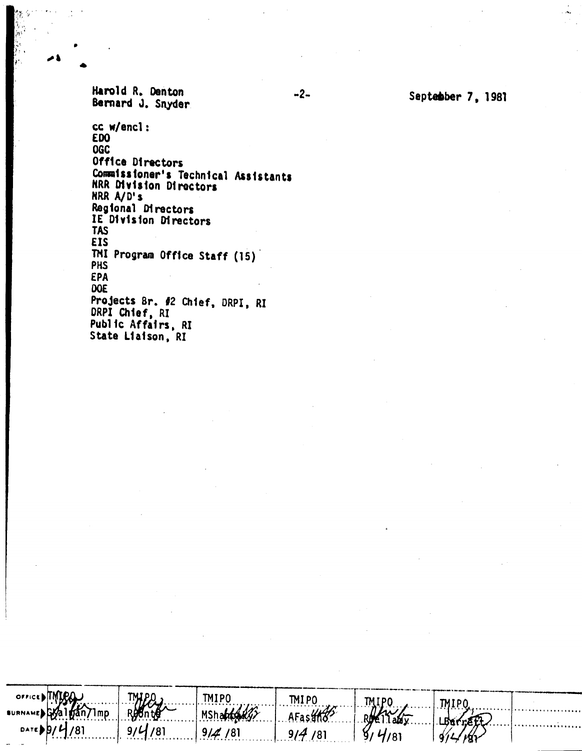Harold R. Denton
Bernard J. Snyder

September 7, 1981

cc w/encl:
EDO
OGC
Office Directors
Commissioner's Technical Assistants
NRR Division Directors
NRR A/D's
Regional Directors
IE Division Directors
TAS
EIS
TMI Program Office Staff (15)
PHS
EPA
DOE
Projects Br. #2 Chief, DRPI, RI
DRPI Chief, RI
Public Affairs, RI
State Liaison, RI

| OFFICE | TMIPO | TMIPO | TMIPO | TMIPO | TMIPO | TMIPO | |
|---|---|---|---|---|---|---|---|
| SURNAME | GKalman/lmp | RBente | MShanbaky | AFasano | RBellamy | LBarrett | |
| DATE | 9/4/81 | 9/4/81 | 9/4/81 | 9/4/81 | 9/4/81 | 9/4/81 | |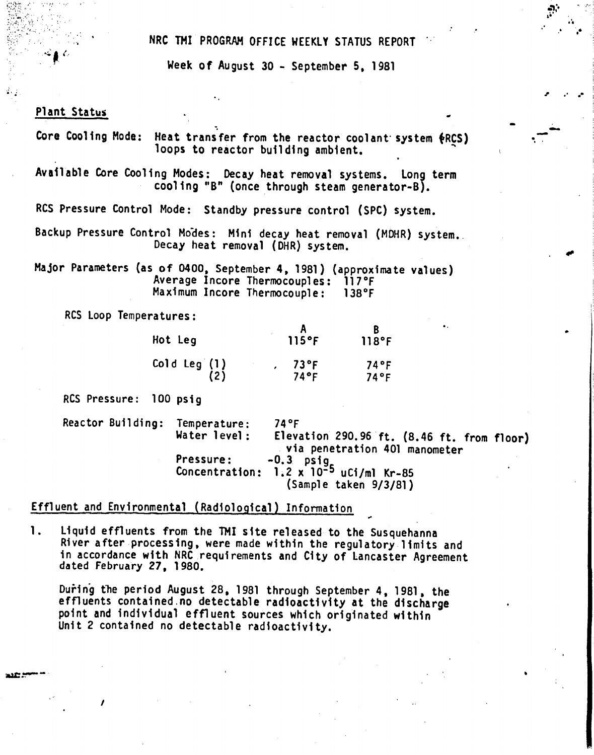# NRC TMI PROGRAM OFFICE WEEKLY STATUS REPORT

Week of August 30 - September 5, 1981

## Plant Status

Core Cooling Mode: Heat transfer from the reactor coolant system (RCS) loops to reactor building ambient.

Available Core Cooling Modes: Decay heat removal systems. Long term cooling "B" (once through steam generator-B).

RCS Pressure Control Mode: Standby pressure control (SPC) system.

Backup Pressure Control Modes: Mini decay heat removal (MDHR) system. Decay heat removal (DHR) system.

Major Parameters (as of 0400, September 4, 1981) (approximate values)
Average Incore Thermocouples: 117°F
Maximum Incore Thermocouple: 138°F

RCS Loop Temperatures:

| | A | B |
|---|---|---|
| Hot Leg | 115°F | 118°F |
| Cold Leg (1) | 73°F | 74°F |
| (2) | 74°F | 74°F |

RCS Pressure: 100 psig

Reactor Building:
- Temperature: 74°F
- Water level: Elevation 290.96 ft. (8.46 ft. from floor) via penetration 401 manometer
- Pressure: -0.3 psig
- Concentration: $1.2 \times 10^{-5}$ uCi/ml Kr-85 (Sample taken 9/3/81)

## Effluent and Environmental (Radiological) Information

1. Liquid effluents from the TMI site released to the Susquehanna River after processing, were made within the regulatory limits and in accordance with NRC requirements and City of Lancaster Agreement dated February 27, 1980.

   During the period August 28, 1981 through September 4, 1981, the effluents contained no detectable radioactivity at the discharge point and individual effluent sources which originated within Unit 2 contained no detectable radioactivity.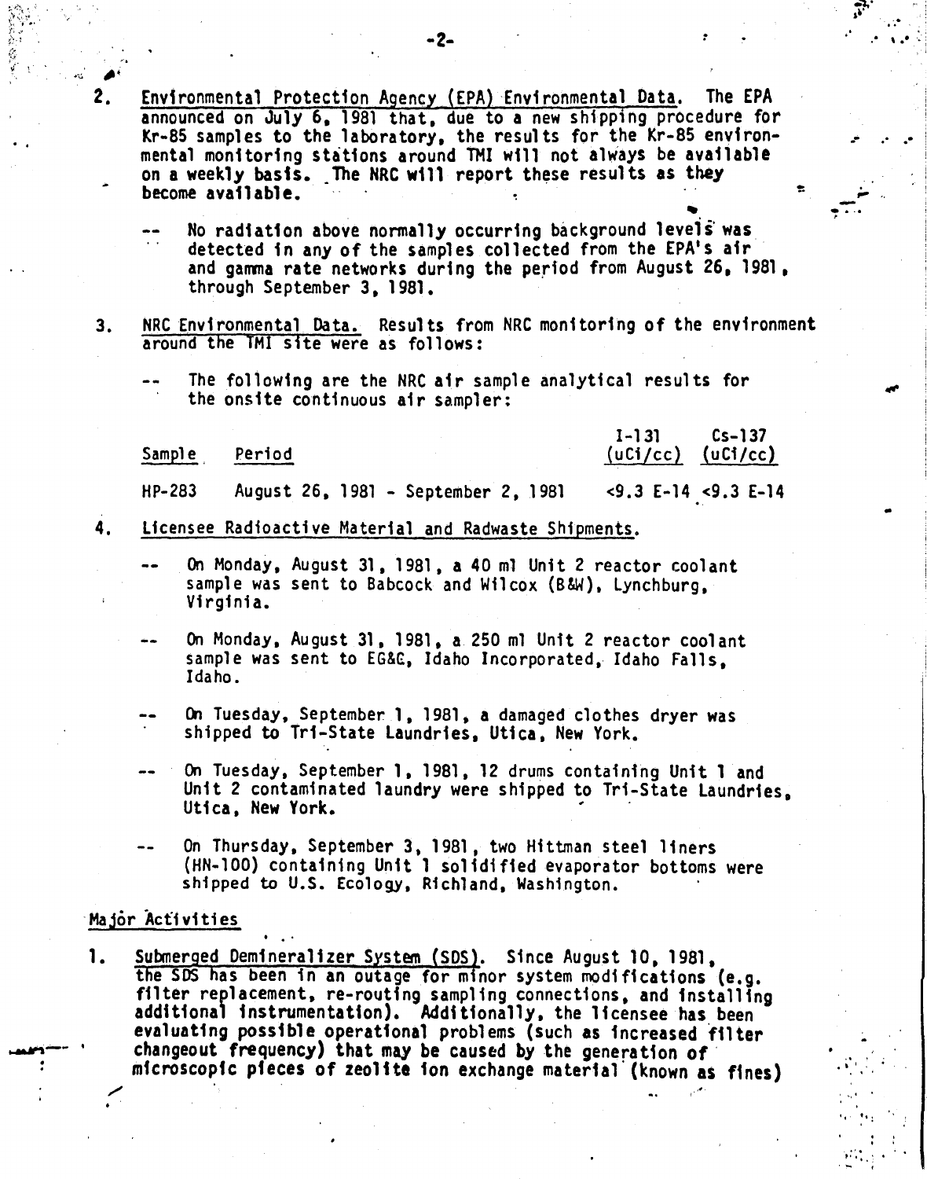2. Environmental Protection Agency (EPA) Environmental Data. The EPA announced on July 6, 1981 that, due to a new shipping procedure for Kr-85 samples to the laboratory, the results for the Kr-85 environmental monitoring stations around TMI will not always be available on a weekly basis. The NRC will report these results as they become available.

   -- No radiation above normally occurring background levels was detected in any of the samples collected from the EPA's air and gamma rate networks during the period from August 26, 1981, through September 3, 1981.

3. NRC Environmental Data. Results from NRC monitoring of the environment around the TMI site were as follows:

   -- The following are the NRC air sample analytical results for the onsite continuous air sampler:

| Sample | Period | I-131 (uCi/cc) | Cs-137 (uCi/cc) |
|---|---|---|---|
| HP-283 | August 26, 1981 - September 2, 1981 | <9.3 E-14 | <9.3 E-14 |

4. Licensee Radioactive Material and Radwaste Shipments.

   -- On Monday, August 31, 1981, a 40 ml Unit 2 reactor coolant sample was sent to Babcock and Wilcox (B&W), Lynchburg, Virginia.

   -- On Monday, August 31, 1981, a 250 ml Unit 2 reactor coolant sample was sent to EG&G, Idaho Incorporated, Idaho Falls, Idaho.

   -- On Tuesday, September 1, 1981, a damaged clothes dryer was shipped to Tri-State Laundries, Utica, New York.

   -- On Tuesday, September 1, 1981, 12 drums containing Unit 1 and Unit 2 contaminated laundry were shipped to Tri-State Laundries, Utica, New York.

   -- On Thursday, September 3, 1981, two Hittman steel liners (HN-100) containing Unit 1 solidified evaporator bottoms were shipped to U.S. Ecology, Richland, Washington.

## Major Activities

1. Submerged Demineralizer System (SDS). Since August 10, 1981, the SDS has been in an outage for minor system modifications (e.g. filter replacement, re-routing sampling connections, and installing additional instrumentation). Additionally, the licensee has been evaluating possible operational problems (such as increased filter changeout frequency) that may be caused by the generation of microscopic pieces of zeolite ion exchange material (known as fines)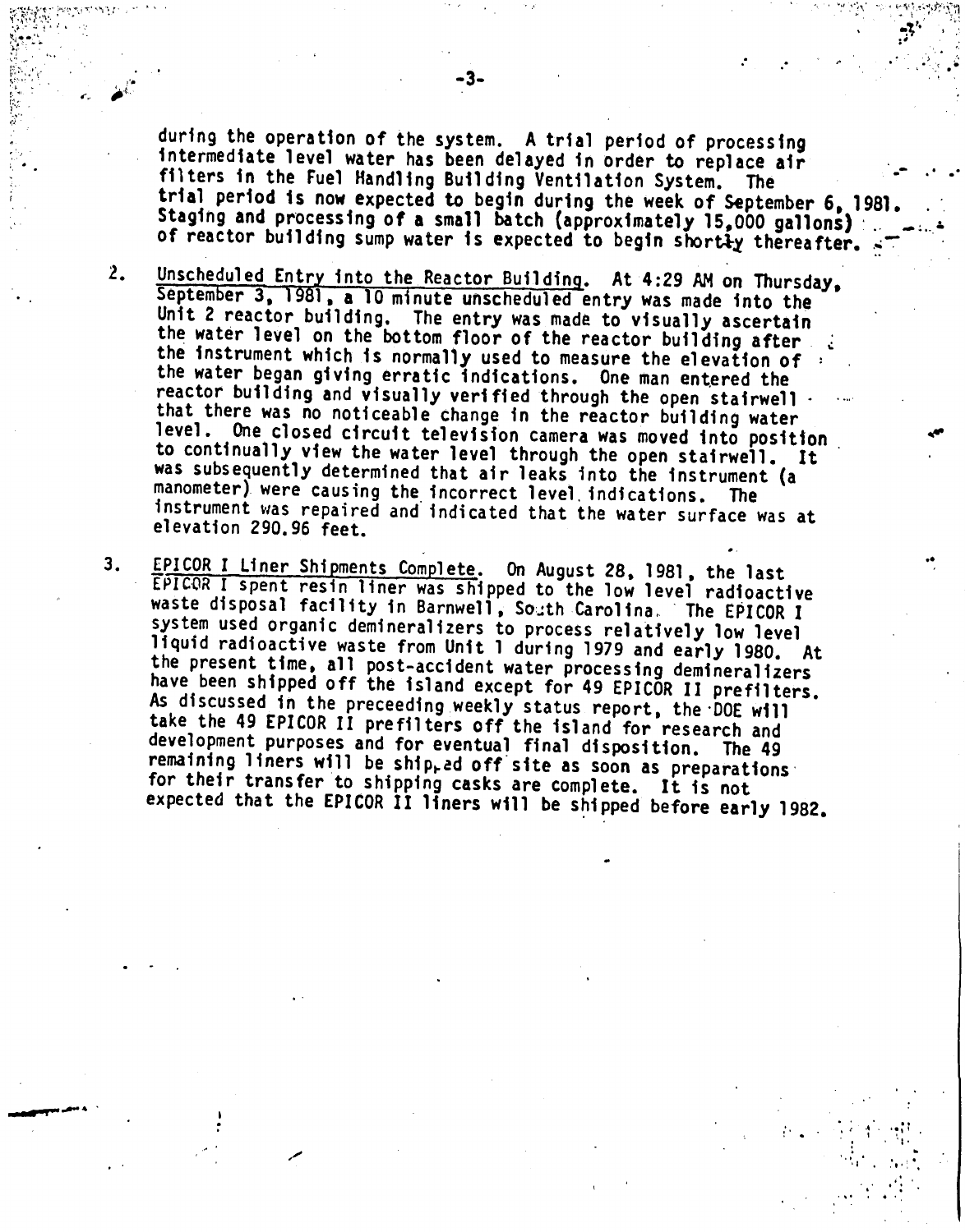during the operation of the system. A trial period of processing intermediate level water has been delayed in order to replace air filters in the Fuel Handling Building Ventilation System. The trial period is now expected to begin during the week of September 6, 1981. Staging and processing of a small batch (approximately 15,000 gallons) of reactor building sump water is expected to begin shortly thereafter.

2. Unscheduled Entry into the Reactor Building. At 4:29 AM on Thursday, September 3, 1981, a 10 minute unscheduled entry was made into the Unit 2 reactor building. The entry was made to visually ascertain the water level on the bottom floor of the reactor building after the instrument which is normally used to measure the elevation of the water began giving erratic indications. One man entered the reactor building and visually verified through the open stairwell that there was no noticeable change in the reactor building water level. One closed circuit television camera was moved into position to continually view the water level through the open stairwell. It was subsequently determined that air leaks into the instrument (a manometer) were causing the incorrect level indications. The instrument was repaired and indicated that the water surface was at elevation 290.96 feet.

3. EPICOR I Liner Shipments Complete. On August 28, 1981, the last EPICOR I spent resin liner was shipped to the low level radioactive waste disposal facility in Barnwell, South Carolina. The EPICOR I system used organic demineralizers to process relatively low level liquid radioactive waste from Unit 1 during 1979 and early 1980. At the present time, all post-accident water processing demineralizers have been shipped off the island except for 49 EPICOR II prefilters. As discussed in the preceeding weekly status report, the DOE will take the 49 EPICOR II prefilters off the island for research and development purposes and for eventual final disposition. The 49 remaining liners will be shipped off site as soon as preparations for their transfer to shipping casks are complete. It is not expected that the EPICOR II liners will be shipped before early 1982.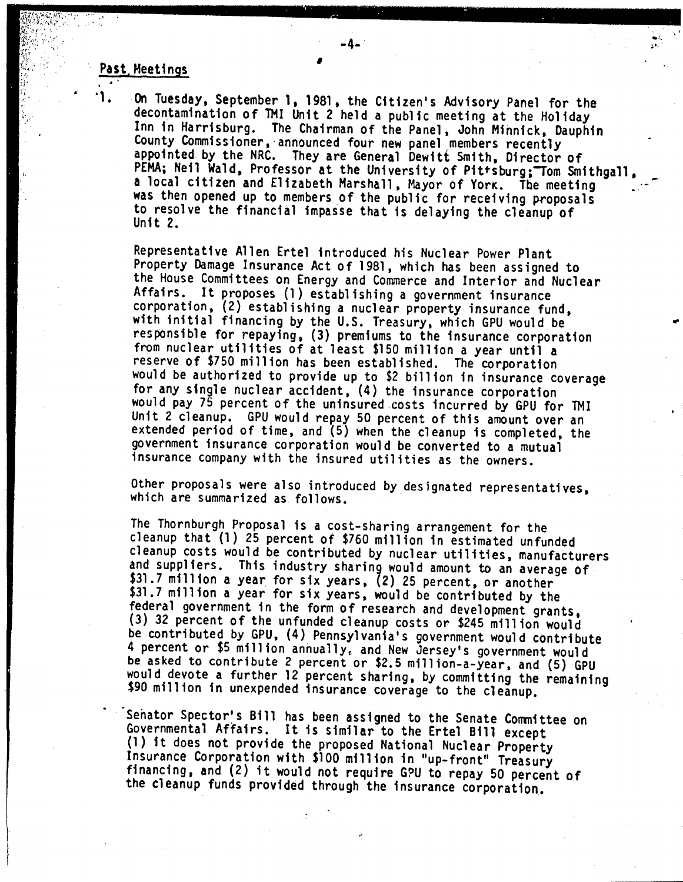## Past Meetings

1. On Tuesday, September 1, 1981, the Citizen's Advisory Panel for the decontamination of TMI Unit 2 held a public meeting at the Holiday Inn in Harrisburg. The Chairman of the Panel, John Minnick, Dauphin County Commissioner, announced four new panel members recently appointed by the NRC. They are General Dewitt Smith, Director of PEMA; Neil Wald, Professor at the University of Pittsburg; Tom Smithgall, a local citizen and Elizabeth Marshall, Mayor of York. The meeting was then opened up to members of the public for receiving proposals to resolve the financial impasse that is delaying the cleanup of Unit 2.

   Representative Allen Ertel introduced his Nuclear Power Plant Property Damage Insurance Act of 1981, which has been assigned to the House Committees on Energy and Commerce and Interior and Nuclear Affairs. It proposes (1) establishing a government insurance corporation, (2) establishing a nuclear property insurance fund, with initial financing by the U.S. Treasury, which GPU would be responsible for repaying, (3) premiums to the insurance corporation from nuclear utilities of at least $150 million a year until a reserve of $750 million has been established. The corporation would be authorized to provide up to $2 billion in insurance coverage for any single nuclear accident, (4) the insurance corporation would pay 75 percent of the uninsured costs incurred by GPU for TMI Unit 2 cleanup. GPU would repay 50 percent of this amount over an extended period of time, and (5) when the cleanup is completed, the government insurance corporation would be converted to a mutual insurance company with the insured utilities as the owners.

   Other proposals were also introduced by designated representatives, which are summarized as follows.

   The Thornburgh Proposal is a cost-sharing arrangement for the cleanup that (1) 25 percent of $760 million in estimated unfunded cleanup costs would be contributed by nuclear utilities, manufacturers and suppliers. This industry sharing would amount to an average of $31.7 million a year for six years, (2) 25 percent, or another $31.7 million a year for six years, would be contributed by the federal government in the form of research and development grants, (3) 32 percent of the unfunded cleanup costs or $245 million would be contributed by GPU, (4) Pennsylvania's government would contribute 4 percent or $5 million annually, and New Jersey's government would be asked to contribute 2 percent or $2.5 million-a-year, and (5) GPU would devote a further 12 percent sharing, by committing the remaining $90 million in unexpended insurance coverage to the cleanup.

   Senator Spector's Bill has been assigned to the Senate Committee on Governmental Affairs. It is similar to the Ertel Bill except (1) it does not provide the proposed National Nuclear Property Insurance Corporation with $100 million in "up-front" Treasury financing, and (2) it would not require GPU to repay 50 percent of the cleanup funds provided through the insurance corporation.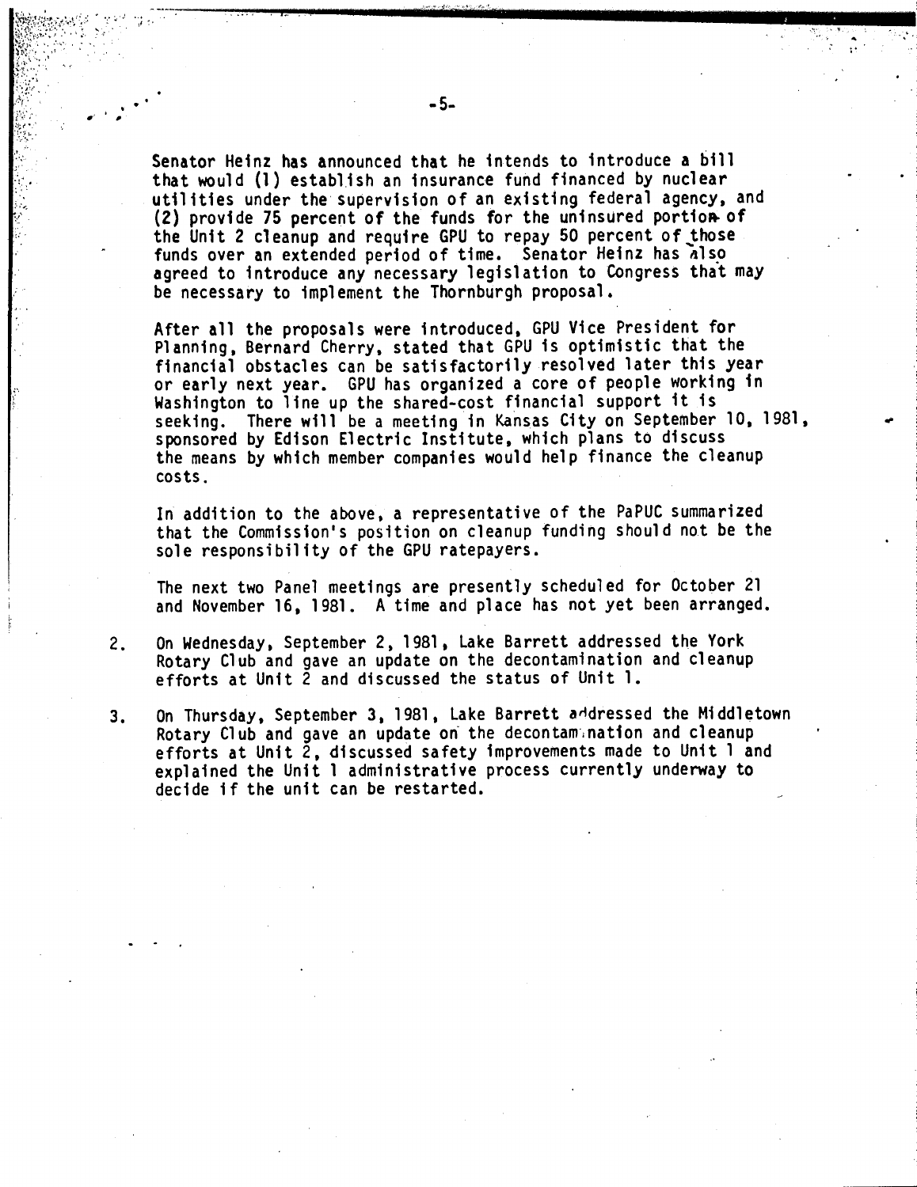Senator Heinz has announced that he intends to introduce a bill that would (1) establish an insurance fund financed by nuclear utilities under the supervision of an existing federal agency, and (2) provide 75 percent of the funds for the uninsured portion of the Unit 2 cleanup and require GPU to repay 50 percent of those funds over an extended period of time. Senator Heinz has also agreed to introduce any necessary legislation to Congress that may be necessary to implement the Thornburgh proposal.

After all the proposals were introduced, GPU Vice President for Planning, Bernard Cherry, stated that GPU is optimistic that the financial obstacles can be satisfactorily resolved later this year or early next year. GPU has organized a core of people working in Washington to line up the shared-cost financial support it is seeking. There will be a meeting in Kansas City on September 10, 1981, sponsored by Edison Electric Institute, which plans to discuss the means by which member companies would help finance the cleanup costs.

In addition to the above, a representative of the PaPUC summarized that the Commission's position on cleanup funding should not be the sole responsibility of the GPU ratepayers.

The next two Panel meetings are presently scheduled for October 21 and November 16, 1981. A time and place has not yet been arranged.

2. On Wednesday, September 2, 1981, Lake Barrett addressed the York Rotary Club and gave an update on the decontamination and cleanup efforts at Unit 2 and discussed the status of Unit 1.

3. On Thursday, September 3, 1981, Lake Barrett addressed the Middletown Rotary Club and gave an update on the decontamination and cleanup efforts at Unit 2, discussed safety improvements made to Unit 1 and explained the Unit 1 administrative process currently underway to decide if the unit can be restarted.